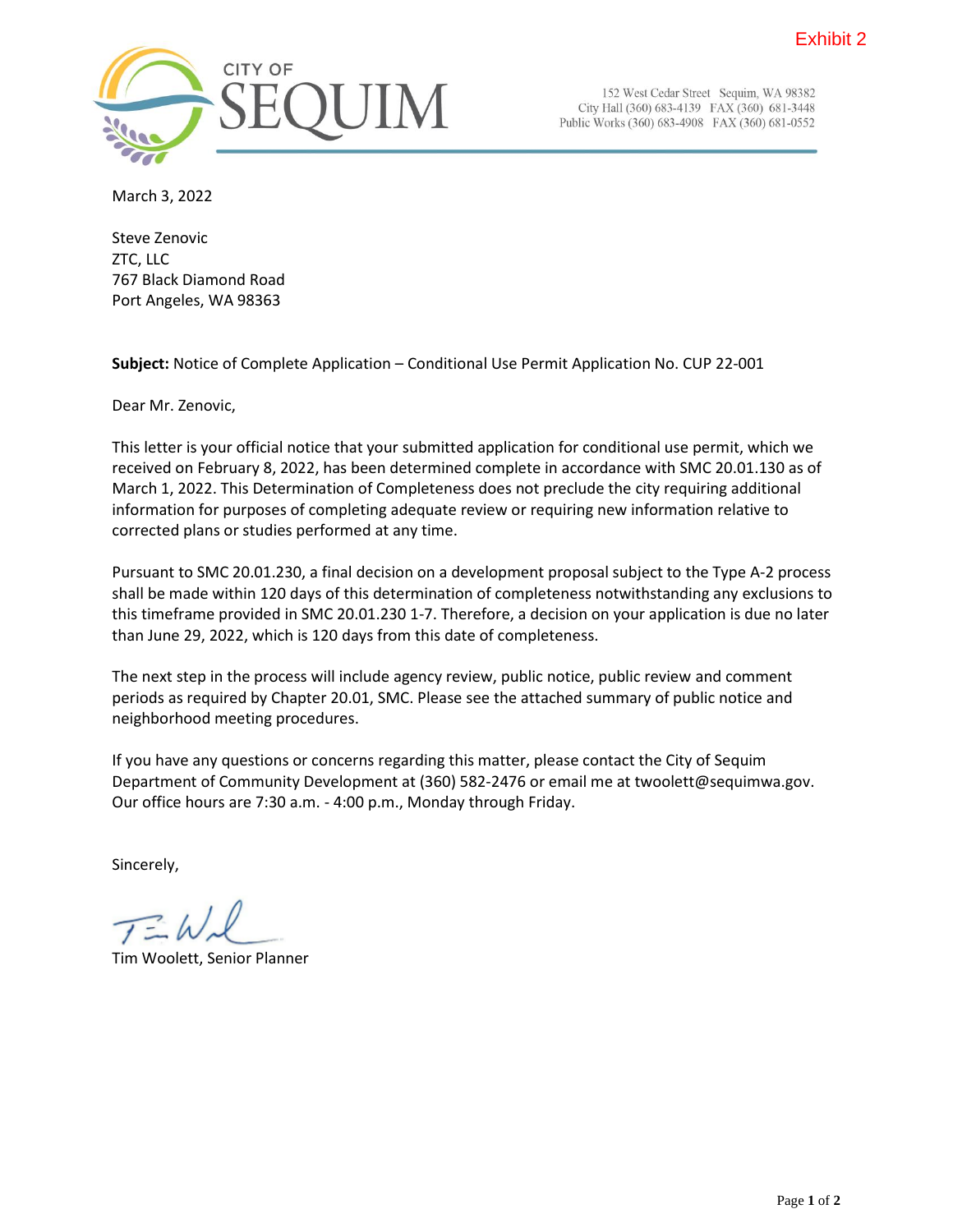Exhibit 2

CITY OF SEQUIM

152 West Cedar Street Sequim, WA 98382
City Hall (360) 683-4139 FAX (360) 681-3448
Public Works (360) 683-4908 FAX (360) 681-0552

March 3, 2022

Steve Zenovic
ZTC, LLC
767 Black Diamond Road
Port Angeles, WA 98363

**Subject:** Notice of Complete Application – Conditional Use Permit Application No. CUP 22-001

Dear Mr. Zenovic,

This letter is your official notice that your submitted application for conditional use permit, which we received on February 8, 2022, has been determined complete in accordance with SMC 20.01.130 as of March 1, 2022. This Determination of Completeness does not preclude the city requiring additional information for purposes of completing adequate review or requiring new information relative to corrected plans or studies performed at any time.

Pursuant to SMC 20.01.230, a final decision on a development proposal subject to the Type A-2 process shall be made within 120 days of this determination of completeness notwithstanding any exclusions to this timeframe provided in SMC 20.01.230 1-7. Therefore, a decision on your application is due no later than June 29, 2022, which is 120 days from this date of completeness.

The next step in the process will include agency review, public notice, public review and comment periods as required by Chapter 20.01, SMC. Please see the attached summary of public notice and neighborhood meeting procedures.

If you have any questions or concerns regarding this matter, please contact the City of Sequim Department of Community Development at (360) 582-2476 or email me at twoolett@sequimwa.gov. Our office hours are 7:30 a.m. - 4:00 p.m., Monday through Friday.

Sincerely,

Tim Woolett, Senior Planner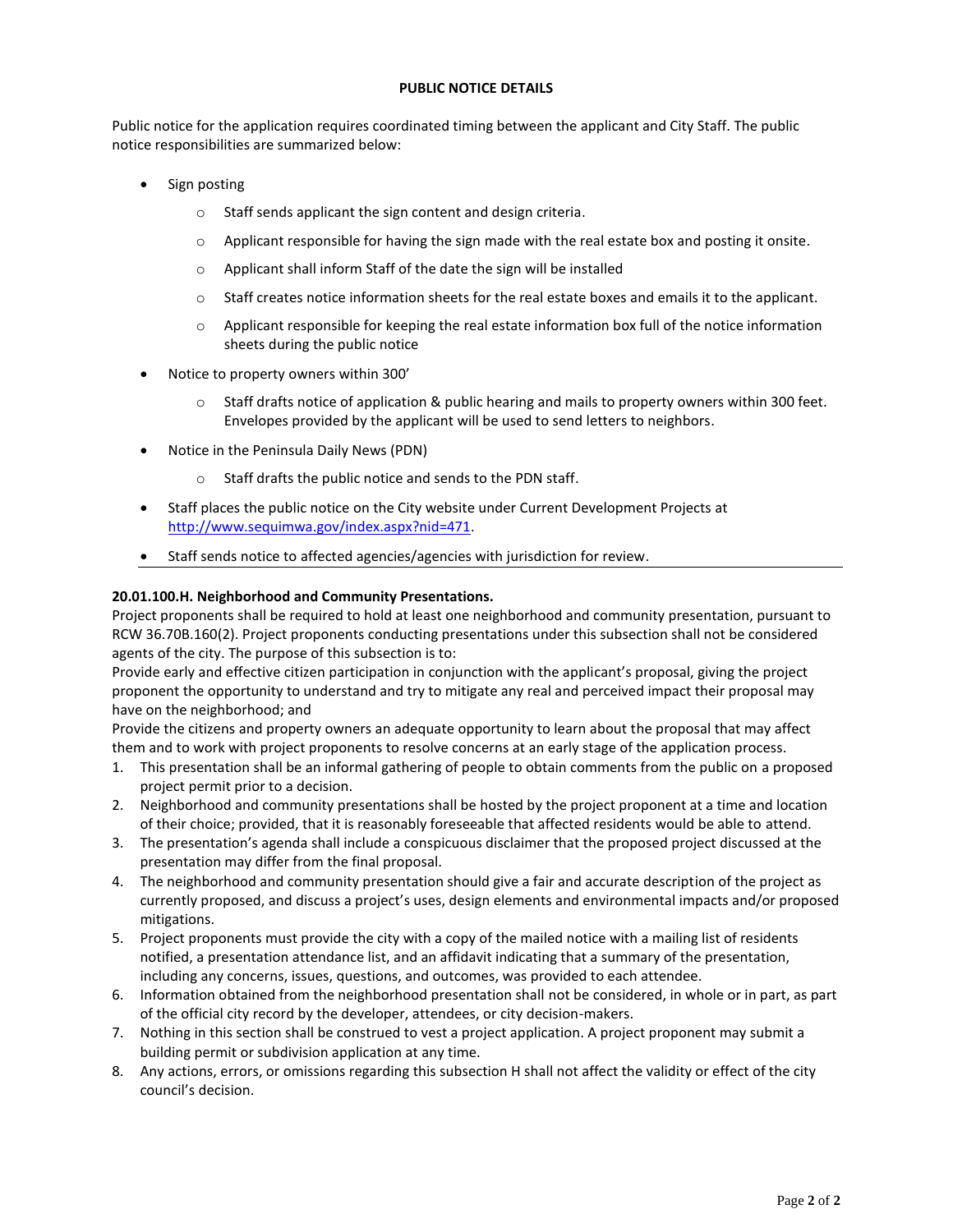**PUBLIC NOTICE DETAILS**

Public notice for the application requires coordinated timing between the applicant and City Staff. The public notice responsibilities are summarized below:

- Sign posting
  - Staff sends applicant the sign content and design criteria.
  - Applicant responsible for having the sign made with the real estate box and posting it onsite.
  - Applicant shall inform Staff of the date the sign will be installed
  - Staff creates notice information sheets for the real estate boxes and emails it to the applicant.
  - Applicant responsible for keeping the real estate information box full of the notice information sheets during the public notice
- Notice to property owners within 300'
  - Staff drafts notice of application & public hearing and mails to property owners within 300 feet. Envelopes provided by the applicant will be used to send letters to neighbors.
- Notice in the Peninsula Daily News (PDN)
  - Staff drafts the public notice and sends to the PDN staff.
- Staff places the public notice on the City website under Current Development Projects at http://www.sequimwa.gov/index.aspx?nid=471.
- Staff sends notice to affected agencies/agencies with jurisdiction for review.

---

**20.01.100.H. Neighborhood and Community Presentations.**

Project proponents shall be required to hold at least one neighborhood and community presentation, pursuant to RCW 36.70B.160(2). Project proponents conducting presentations under this subsection shall not be considered agents of the city. The purpose of this subsection is to:

Provide early and effective citizen participation in conjunction with the applicant's proposal, giving the project proponent the opportunity to understand and try to mitigate any real and perceived impact their proposal may have on the neighborhood; and

Provide the citizens and property owners an adequate opportunity to learn about the proposal that may affect them and to work with project proponents to resolve concerns at an early stage of the application process.

1. This presentation shall be an informal gathering of people to obtain comments from the public on a proposed project permit prior to a decision.
2. Neighborhood and community presentations shall be hosted by the project proponent at a time and location of their choice; provided, that it is reasonably foreseeable that affected residents would be able to attend.
3. The presentation's agenda shall include a conspicuous disclaimer that the proposed project discussed at the presentation may differ from the final proposal.
4. The neighborhood and community presentation should give a fair and accurate description of the project as currently proposed, and discuss a project's uses, design elements and environmental impacts and/or proposed mitigations.
5. Project proponents must provide the city with a copy of the mailed notice with a mailing list of residents notified, a presentation attendance list, and an affidavit indicating that a summary of the presentation, including any concerns, issues, questions, and outcomes, was provided to each attendee.
6. Information obtained from the neighborhood presentation shall not be considered, in whole or in part, as part of the official city record by the developer, attendees, or city decision-makers.
7. Nothing in this section shall be construed to vest a project application. A project proponent may submit a building permit or subdivision application at any time.
8. Any actions, errors, or omissions regarding this subsection H shall not affect the validity or effect of the city council's decision.